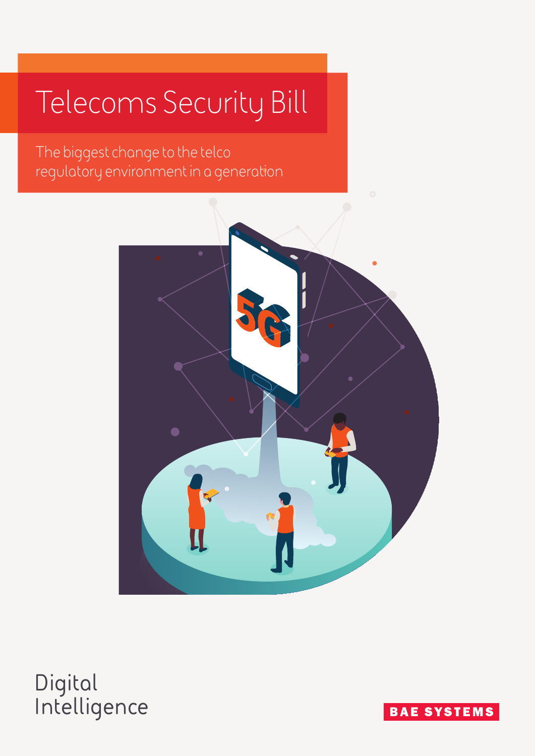# Telecoms Security Bill

The biggest change to the telco regulatory environment in a generation

Digital Intelligence

BAE SYSTEMS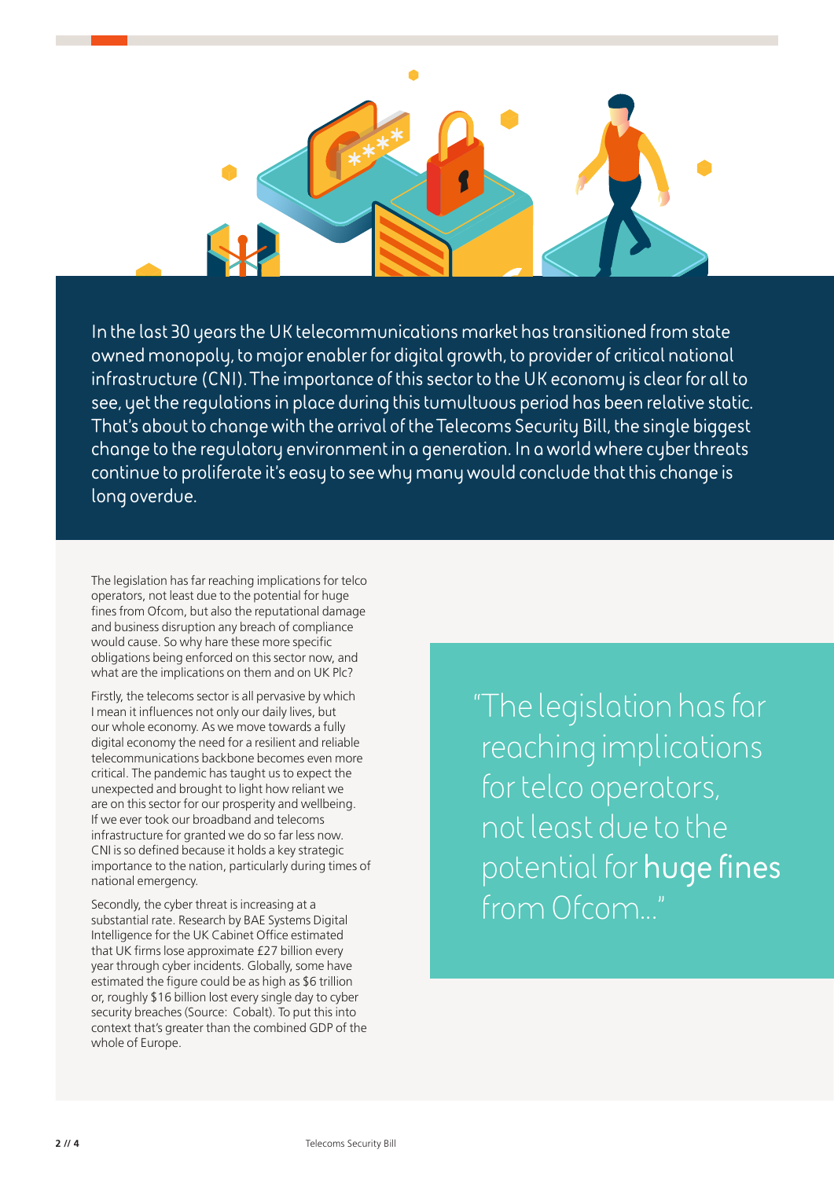In the last 30 years the UK telecommunications market has transitioned from state owned monopoly, to major enabler for digital growth, to provider of critical national infrastructure (CNI). The importance of this sector to the UK economy is clear for all to see, yet the regulations in place during this tumultuous period has been relative static. That's about to change with the arrival of the Telecoms Security Bill, the single biggest change to the regulatory environment in a generation. In a world where cyber threats continue to proliferate it's easy to see why many would conclude that this change is long overdue.

The legislation has far reaching implications for telco operators, not least due to the potential for huge fines from Ofcom, but also the reputational damage and business disruption any breach of compliance would cause. So why hare these more specific obligations being enforced on this sector now, and what are the implications on them and on UK Plc?

Firstly, the telecoms sector is all pervasive by which I mean it influences not only our daily lives, but our whole economy. As we move towards a fully digital economy the need for a resilient and reliable telecommunications backbone becomes even more critical. The pandemic has taught us to expect the unexpected and brought to light how reliant we are on this sector for our prosperity and wellbeing. If we ever took our broadband and telecoms infrastructure for granted we do so far less now. CNI is so defined because it holds a key strategic importance to the nation, particularly during times of national emergency.

Secondly, the cyber threat is increasing at a substantial rate. Research by BAE Systems Digital Intelligence for the UK Cabinet Office estimated that UK firms lose approximate £27 billion every year through cyber incidents. Globally, some have estimated the figure could be as high as $6 trillion or, roughly $16 billion lost every single day to cyber security breaches (Source: Cobalt). To put this into context that's greater than the combined GDP of the whole of Europe.

> "The legislation has far reaching implications for telco operators, not least due to the potential for **huge fines** from Ofcom..."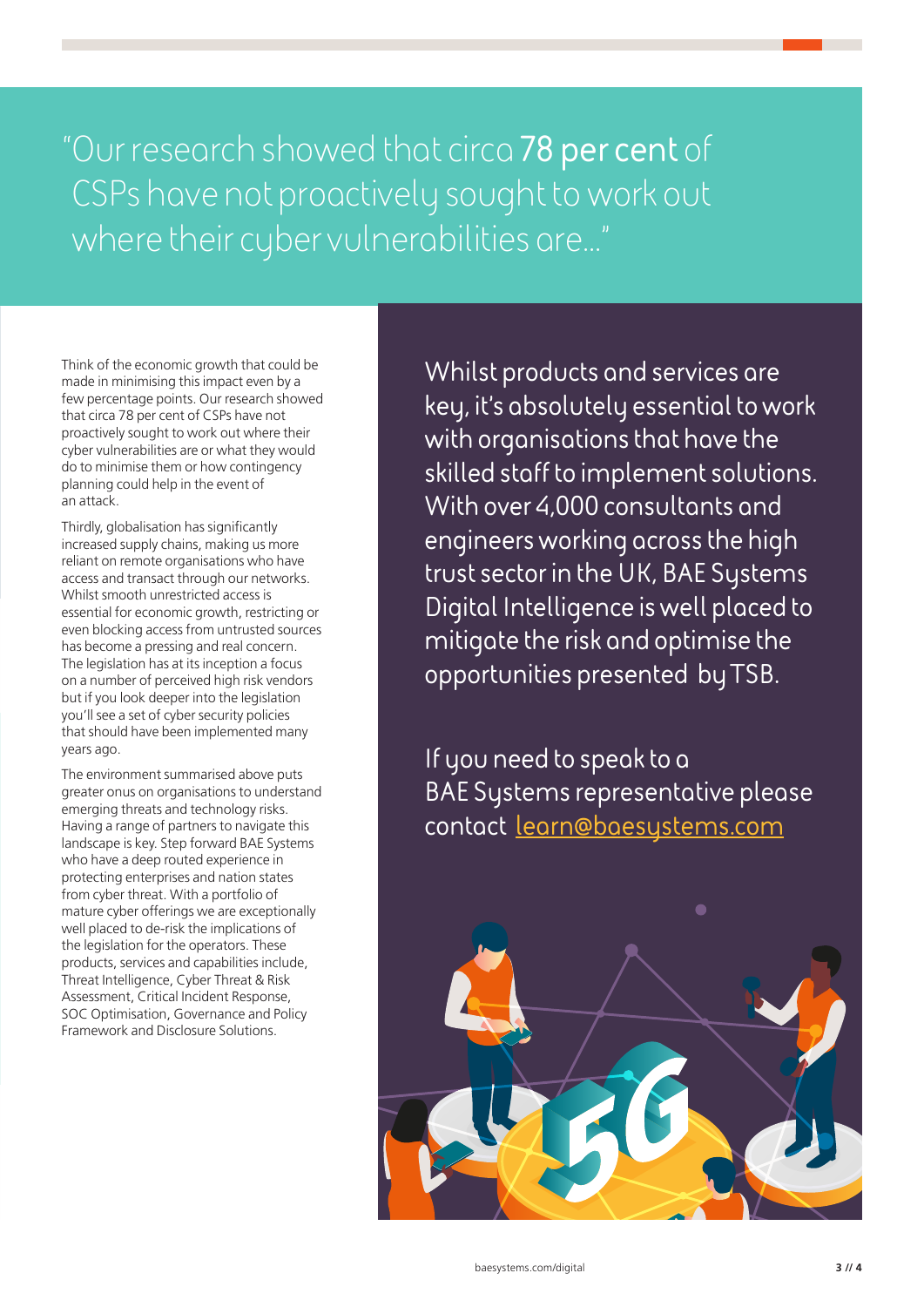> "Our research showed that circa **78 per cent** of CSPs have not proactively sought to work out where their cyber vulnerabilities are..."

Think of the economic growth that could be made in minimising this impact even by a few percentage points. Our research showed that circa 78 per cent of CSPs have not proactively sought to work out where their cyber vulnerabilities are or what they would do to minimise them or how contingency planning could help in the event of an attack.

Thirdly, globalisation has significantly increased supply chains, making us more reliant on remote organisations who have access and transact through our networks. Whilst smooth unrestricted access is essential for economic growth, restricting or even blocking access from untrusted sources has become a pressing and real concern. The legislation has at its inception a focus on a number of perceived high risk vendors but if you look deeper into the legislation you'll see a set of cyber security policies that should have been implemented many years ago.

The environment summarised above puts greater onus on organisations to understand emerging threats and technology risks. Having a range of partners to navigate this landscape is key. Step forward BAE Systems who have a deep routed experience in protecting enterprises and nation states from cyber threat. With a portfolio of mature cyber offerings we are exceptionally well placed to de-risk the implications of the legislation for the operators. These products, services and capabilities include, Threat Intelligence, Cyber Threat & Risk Assessment, Critical Incident Response, SOC Optimisation, Governance and Policy Framework and Disclosure Solutions.

Whilst products and services are key, it's absolutely essential to work with organisations that have the skilled staff to implement solutions. With over 4,000 consultants and engineers working across the high trust sector in the UK, BAE Systems Digital Intelligence is well placed to mitigate the risk and optimise the opportunities presented by TSB.

If you need to speak to a BAE Systems representative please contact learn@baesystems.com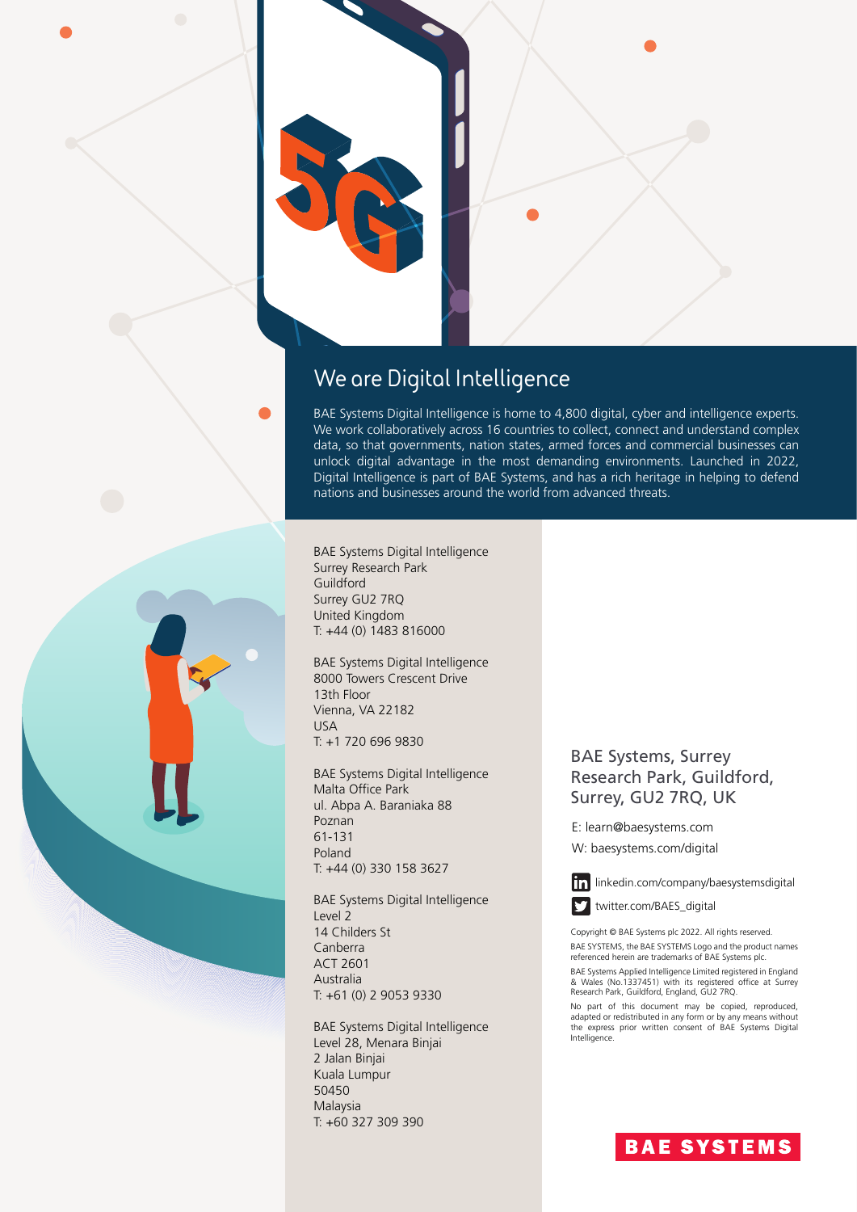## We are Digital Intelligence

BAE Systems Digital Intelligence is home to 4,800 digital, cyber and intelligence experts. We work collaboratively across 16 countries to collect, connect and understand complex data, so that governments, nation states, armed forces and commercial businesses can unlock digital advantage in the most demanding environments. Launched in 2022, Digital Intelligence is part of BAE Systems, and has a rich heritage in helping to defend nations and businesses around the world from advanced threats.

BAE Systems Digital Intelligence
Surrey Research Park
Guildford
Surrey GU2 7RQ
United Kingdom
T: +44 (0) 1483 816000

BAE Systems Digital Intelligence
8000 Towers Crescent Drive
13th Floor
Vienna, VA 22182
USA
T: +1 720 696 9830

BAE Systems Digital Intelligence
Malta Office Park
ul. Abpa A. Baraniaka 88
Poznan
61-131
Poland
T: +44 (0) 330 158 3627

BAE Systems Digital Intelligence
Level 2
14 Childers St
Canberra
ACT 2601
Australia
T: +61 (0) 2 9053 9330

BAE Systems Digital Intelligence
Level 28, Menara Binjai
2 Jalan Binjai
Kuala Lumpur
50450
Malaysia
T: +60 327 309 390

BAE Systems, Surrey Research Park, Guildford, Surrey, GU2 7RQ, UK

E: learn@baesystems.com
W: baesystems.com/digital

linkedin.com/company/baesystemsdigital

twitter.com/BAES_digital

Copyright © BAE Systems plc 2022. All rights reserved.

BAE SYSTEMS, the BAE SYSTEMS Logo and the product names referenced herein are trademarks of BAE Systems plc.

BAE Systems Applied Intelligence Limited registered in England & Wales (No.1337451) with its registered office at Surrey Research Park, Guildford, England, GU2 7RQ.

No part of this document may be copied, reproduced, adapted or redistributed in any form or by any means without the express prior written consent of BAE Systems Digital Intelligence.

BAE SYSTEMS